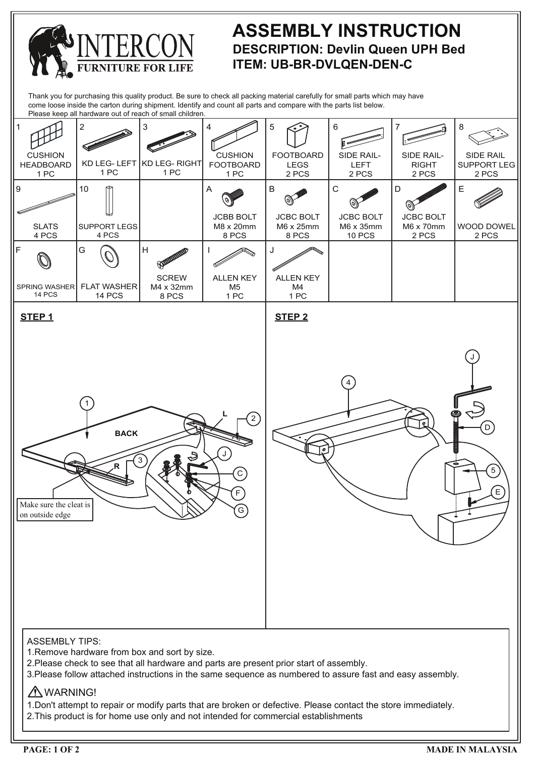# ASSEMBLY INSTRUCTION

**DESCRIPTION: Devlin Queen UPH Bed**

**ITEM: UB-BR-DVLQEN-DEN-C**

INTERCON FURNITURE FOR LIFE

Thank you for purchasing this quality product. Be sure to check all packing material carefully for small parts which may have come loose inside the carton during shipment. Identify and count all parts and compare with the parts list below. Please keep all hardware out of reach of small children.

| No. | Part | Qty |
|---|---|---|
| 1 | CUSHION HEADBOARD | 1 PC |
| 2 | KD LEG- LEFT | 1 PC |
| 3 | KD LEG- RIGHT | 1 PC |
| 4 | CUSHION FOOTBOARD | 1 PC |
| 5 | FOOTBOARD LEGS | 2 PCS |
| 6 | SIDE RAIL- LEFT | 2 PCS |
| 7 | SIDE RAIL- RIGHT | 2 PCS |
| 8 | SIDE RAIL SUPPORT LEG | 2 PCS |
| 9 | SLATS | 4 PCS |
| 10 | SUPPORT LEGS | 4 PCS |
| A | JCBB BOLT M8 x 20mm | 8 PCS |
| B | JCBC BOLT M6 x 25mm | 8 PCS |
| C | JCBC BOLT M6 x 35mm | 10 PCS |
| D | JCBC BOLT M6 x 70mm | 2 PCS |
| E | WOOD DOWEL | 2 PCS |
| F | SPRING WASHER | 14 PCS |
| G | FLAT WASHER | 14 PCS |
| H | SCREW M4 x 32mm | 8 PCS |
| I | ALLEN KEY M5 | 1 PC |
| J | ALLEN KEY M4 | 1 PC |

## STEP 1

Make sure the cleat is on outside edge

## STEP 2

ASSEMBLY TIPS:

1. Remove hardware from box and sort by size.
2. Please check to see that all hardware and parts are present prior start of assembly.
3. Please follow attached instructions in the same sequence as numbered to assure fast and easy assembly.

⚠ WARNING!

1. Don't attempt to repair or modify parts that are broken or defective. Please contact the store immediately.
2. This product is for home use only and not intended for commercial establishments

MADE IN MALAYSIA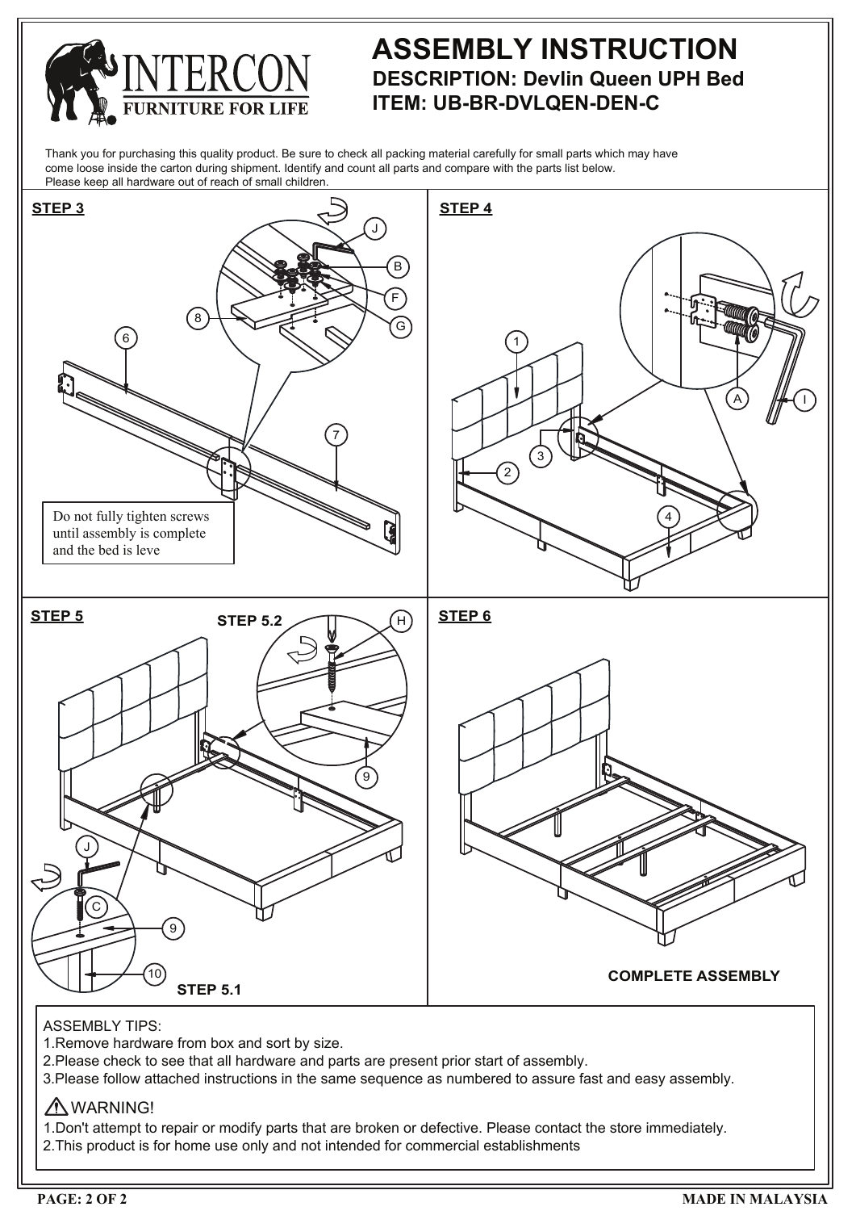# ASSEMBLY INSTRUCTION

**DESCRIPTION: Devlin Queen UPH Bed**

**ITEM: UB-BR-DVLQEN-DEN-C**

INTERCON FURNITURE FOR LIFE

Thank you for purchasing this quality product. Be sure to check all packing material carefully for small parts which may have come loose inside the carton during shipment. Identify and count all parts and compare with the parts list below.
Please keep all hardware out of reach of small children.

## STEP 3

J
B
F
G
8
6
7

Do not fully tighten screws until assembly is complete and the bed is leve

## STEP 4

1
A
I
3
2
4

## STEP 5

### STEP 5.2

H
9
J
C
9
10

### STEP 5.1

## STEP 6

COMPLETE ASSEMBLY

ASSEMBLY TIPS:

1. Remove hardware from box and sort by size.
2. Please check to see that all hardware and parts are present prior start of assembly.
3. Please follow attached instructions in the same sequence as numbered to assure fast and easy assembly.

⚠ WARNING!

1. Don't attempt to repair or modify parts that are broken or defective. Please contact the store immediately.
2. This product is for home use only and not intended for commercial establishments

MADE IN MALAYSIA